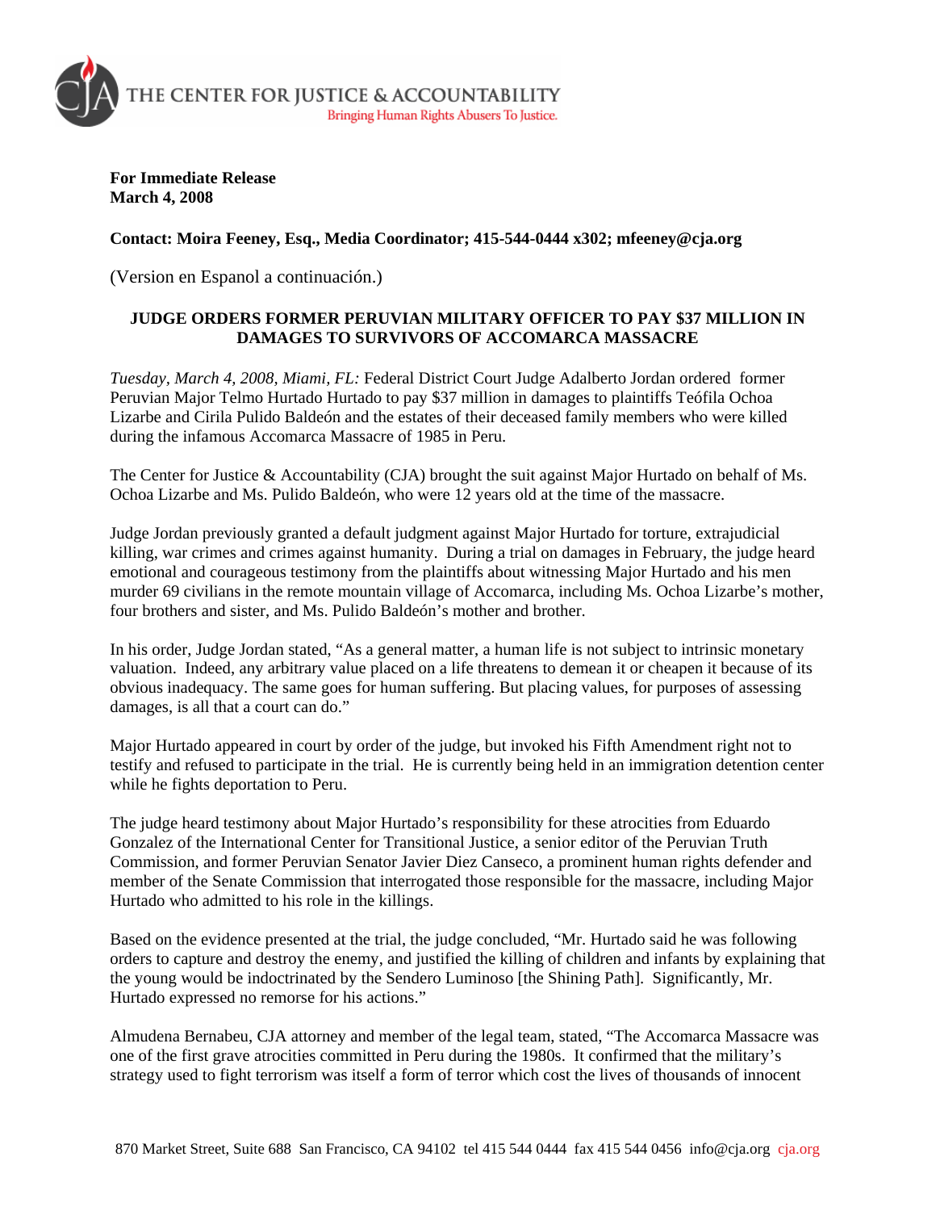THE CENTER FOR JUSTICE & ACCOUNTABILITY
Bringing Human Rights Abusers To Justice.

**For Immediate Release**
**March 4, 2008**

**Contact: Moira Feeney, Esq., Media Coordinator; 415-544-0444 x302; mfeeney@cja.org**

(Version en Espanol a continuación.)

**JUDGE ORDERS FORMER PERUVIAN MILITARY OFFICER TO PAY $37 MILLION IN DAMAGES TO SURVIVORS OF ACCOMARCA MASSACRE**

*Tuesday, March 4, 2008, Miami, FL:* Federal District Court Judge Adalberto Jordan ordered former Peruvian Major Telmo Hurtado Hurtado to pay $37 million in damages to plaintiffs Teófila Ochoa Lizarbe and Cirila Pulido Baldeón and the estates of their deceased family members who were killed during the infamous Accomarca Massacre of 1985 in Peru.

The Center for Justice & Accountability (CJA) brought the suit against Major Hurtado on behalf of Ms. Ochoa Lizarbe and Ms. Pulido Baldeón, who were 12 years old at the time of the massacre.

Judge Jordan previously granted a default judgment against Major Hurtado for torture, extrajudicial killing, war crimes and crimes against humanity. During a trial on damages in February, the judge heard emotional and courageous testimony from the plaintiffs about witnessing Major Hurtado and his men murder 69 civilians in the remote mountain village of Accomarca, including Ms. Ochoa Lizarbe's mother, four brothers and sister, and Ms. Pulido Baldeón's mother and brother.

In his order, Judge Jordan stated, "As a general matter, a human life is not subject to intrinsic monetary valuation. Indeed, any arbitrary value placed on a life threatens to demean it or cheapen it because of its obvious inadequacy. The same goes for human suffering. But placing values, for purposes of assessing damages, is all that a court can do."

Major Hurtado appeared in court by order of the judge, but invoked his Fifth Amendment right not to testify and refused to participate in the trial. He is currently being held in an immigration detention center while he fights deportation to Peru.

The judge heard testimony about Major Hurtado's responsibility for these atrocities from Eduardo Gonzalez of the International Center for Transitional Justice, a senior editor of the Peruvian Truth Commission, and former Peruvian Senator Javier Diez Canseco, a prominent human rights defender and member of the Senate Commission that interrogated those responsible for the massacre, including Major Hurtado who admitted to his role in the killings.

Based on the evidence presented at the trial, the judge concluded, "Mr. Hurtado said he was following orders to capture and destroy the enemy, and justified the killing of children and infants by explaining that the young would be indoctrinated by the Sendero Luminoso [the Shining Path]. Significantly, Mr. Hurtado expressed no remorse for his actions."

Almudena Bernabeu, CJA attorney and member of the legal team, stated, "The Accomarca Massacre was one of the first grave atrocities committed in Peru during the 1980s. It confirmed that the military's strategy used to fight terrorism was itself a form of terror which cost the lives of thousands of innocent

870 Market Street, Suite 688 San Francisco, CA 94102 tel 415 544 0444 fax 415 544 0456 info@cja.org cja.org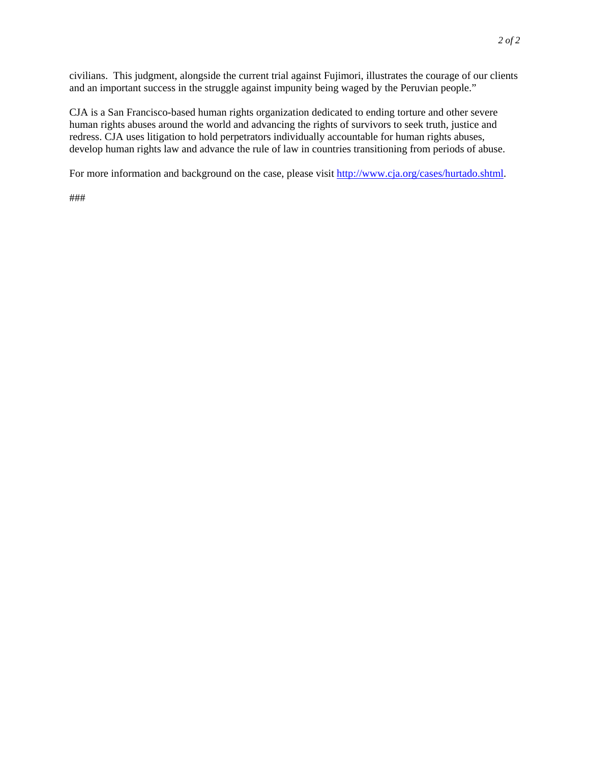civilians. This judgment, alongside the current trial against Fujimori, illustrates the courage of our clients and an important success in the struggle against impunity being waged by the Peruvian people."

CJA is a San Francisco-based human rights organization dedicated to ending torture and other severe human rights abuses around the world and advancing the rights of survivors to seek truth, justice and redress. CJA uses litigation to hold perpetrators individually accountable for human rights abuses, develop human rights law and advance the rule of law in countries transitioning from periods of abuse.

For more information and background on the case, please visit [http://www.cja.org/cases/hurtado.shtml](http://www.cja.org/cases/hurtado.shtml).

###